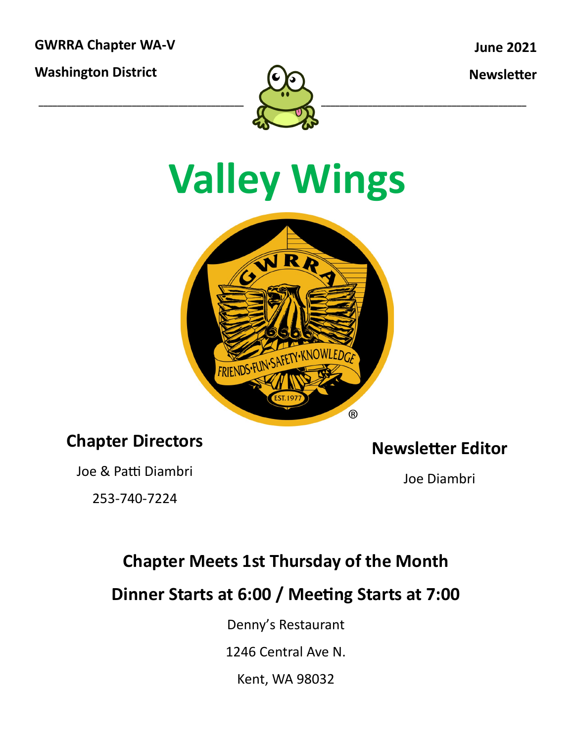**GWRRA Chapter WA-V**

**Washington District**

**June 2021**

**Newsletter**

# Valley Wings

## Chapter Directors

Joe & Patti Diambri

253-740-7224

## Newsletter Editor

Joe Diambri

## Chapter Meets 1st Thursday of the Month

## Dinner Starts at 6:00 / Meeting Starts at 7:00

Denny's Restaurant

1246 Central Ave N.

Kent, WA 98032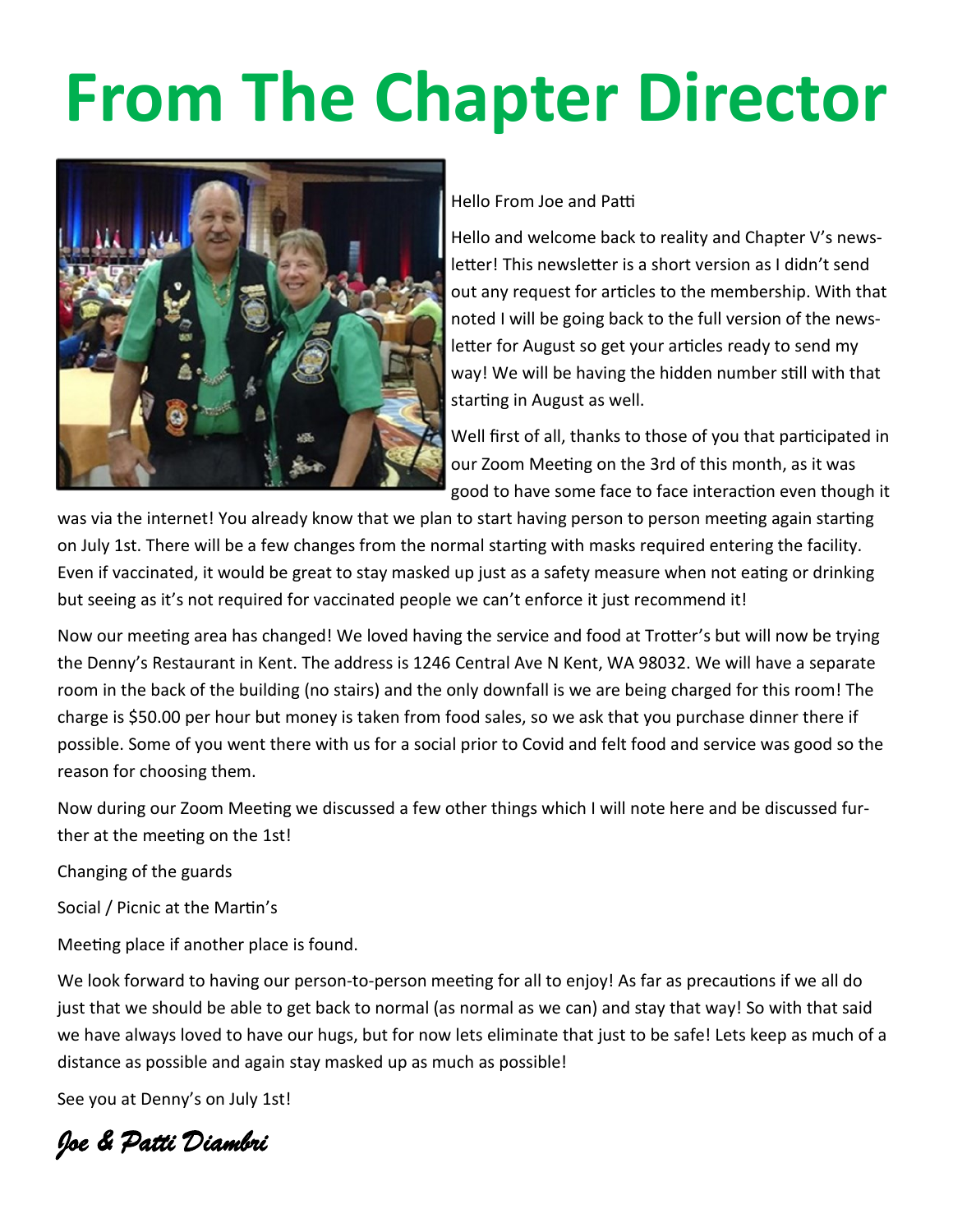# From The Chapter Director

Hello From Joe and Patti

Hello and welcome back to reality and Chapter V's newsletter! This newsletter is a short version as I didn't send out any request for articles to the membership. With that noted I will be going back to the full version of the newsletter for August so get your articles ready to send my way! We will be having the hidden number still with that starting in August as well.

Well first of all, thanks to those of you that participated in our Zoom Meeting on the 3rd of this month, as it was good to have some face to face interaction even though it was via the internet! You already know that we plan to start having person to person meeting again starting on July 1st. There will be a few changes from the normal starting with masks required entering the facility. Even if vaccinated, it would be great to stay masked up just as a safety measure when not eating or drinking but seeing as it's not required for vaccinated people we can't enforce it just recommend it!

Now our meeting area has changed! We loved having the service and food at Trotter's but will now be trying the Denny's Restaurant in Kent. The address is 1246 Central Ave N Kent, WA 98032. We will have a separate room in the back of the building (no stairs) and the only downfall is we are being charged for this room! The charge is $50.00 per hour but money is taken from food sales, so we ask that you purchase dinner there if possible. Some of you went there with us for a social prior to Covid and felt food and service was good so the reason for choosing them.

Now during our Zoom Meeting we discussed a few other things which I will note here and be discussed further at the meeting on the 1st!

Changing of the guards

Social / Picnic at the Martin's

Meeting place if another place is found.

We look forward to having our person-to-person meeting for all to enjoy! As far as precautions if we all do just that we should be able to get back to normal (as normal as we can) and stay that way! So with that said we have always loved to have our hugs, but for now lets eliminate that just to be safe! Lets keep as much of a distance as possible and again stay masked up as much as possible!

See you at Denny's on July 1st!

*Joe & Patti Diambri*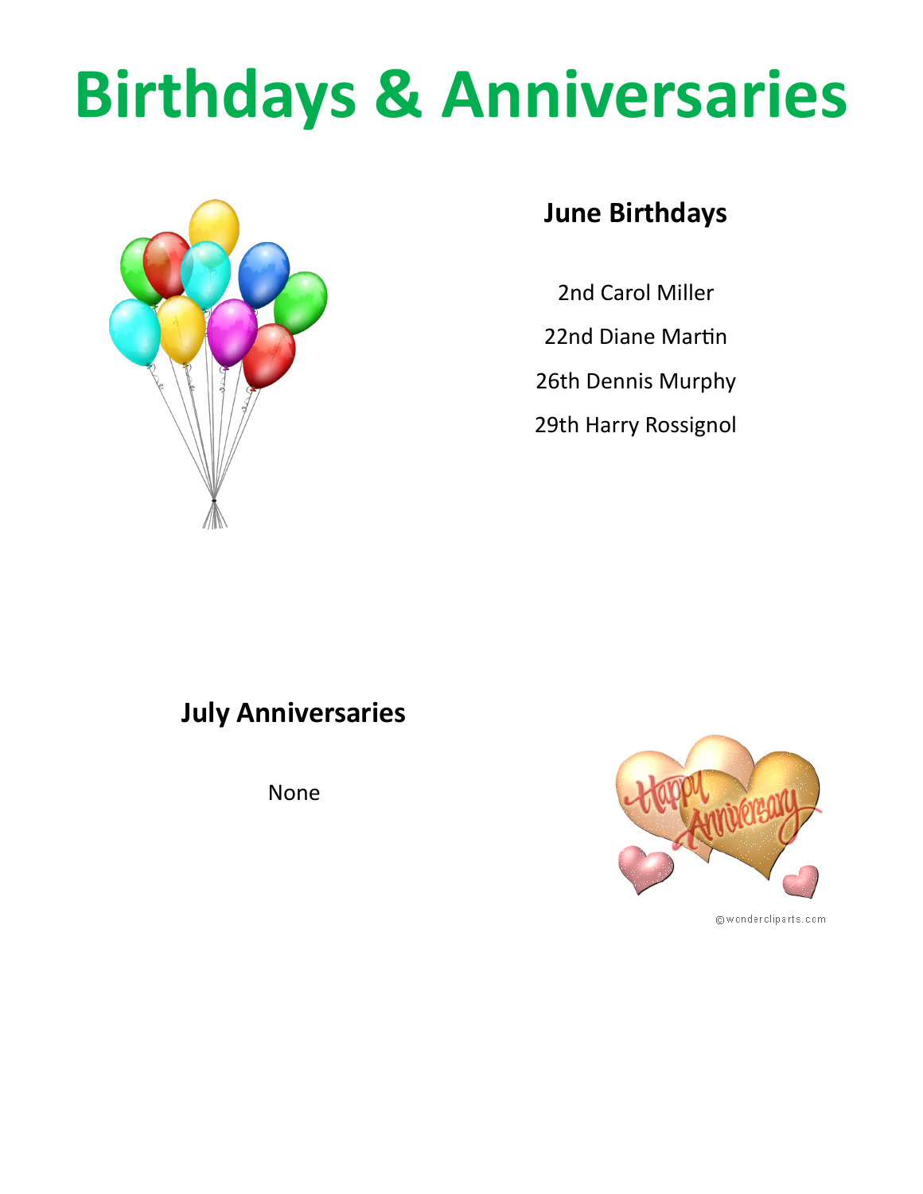# Birthdays & Anniversaries

## June Birthdays

2nd Carol Miller

22nd Diane Martin

26th Dennis Murphy

29th Harry Rossignol

## July Anniversaries

None